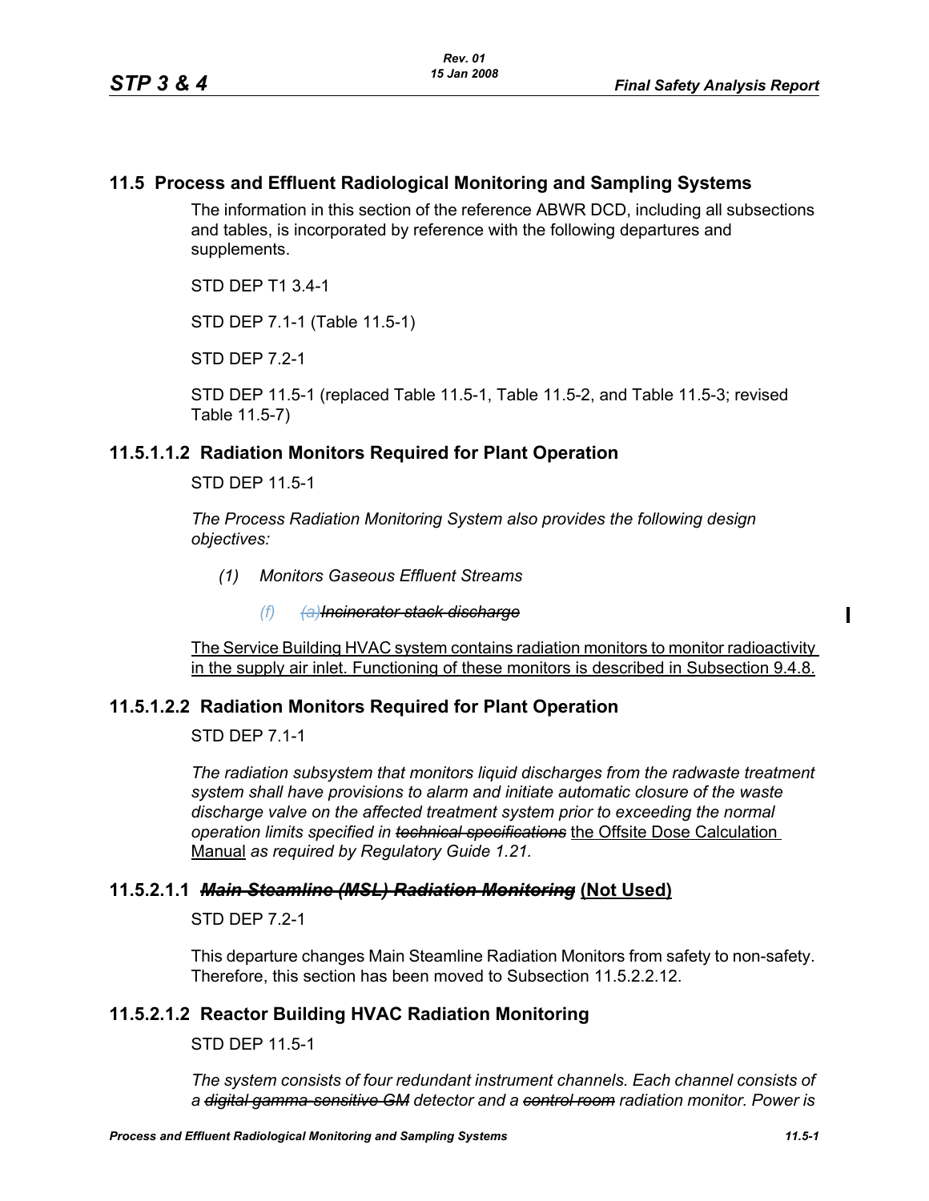## 11.5 Process and Effluent Radiological Monitoring and Sampling Systems

The information in this section of the reference ABWR DCD, including all subsections and tables, is incorporated by reference with the following departures and supplements.

STD DEP T1 3.4-1

STD DEP 7.1-1 (Table 11.5-1)

STD DEP 7.2-1

STD DEP 11.5-1 (replaced Table 11.5-1, Table 11.5-2, and Table 11.5-3; revised Table 11.5-7)

### 11.5.1.1.2 Radiation Monitors Required for Plant Operation

STD DEP 11.5-1

*The Process Radiation Monitoring System also provides the following design objectives:*

*(1) Monitors Gaseous Effluent Streams*

*(f) ~~(a)~~~~Incinerator stack discharge~~*

The Service Building HVAC system contains radiation monitors to monitor radioactivity in the supply air inlet. Functioning of these monitors is described in Subsection 9.4.8.

### 11.5.1.2.2 Radiation Monitors Required for Plant Operation

STD DEP 7.1-1

*The radiation subsystem that monitors liquid discharges from the radwaste treatment system shall have provisions to alarm and initiate automatic closure of the waste discharge valve on the affected treatment system prior to exceeding the normal operation limits specified in ~~technical specifications~~* the Offsite Dose Calculation Manual *as required by Regulatory Guide 1.21.*

### 11.5.2.1.1 ~~*Main Steamline (MSL) Radiation Monitoring*~~ (Not Used)

STD DEP 7.2-1

This departure changes Main Steamline Radiation Monitors from safety to non-safety. Therefore, this section has been moved to Subsection 11.5.2.2.12.

### 11.5.2.1.2 Reactor Building HVAC Radiation Monitoring

STD DEP 11.5-1

*The system consists of four redundant instrument channels. Each channel consists of a ~~digital gamma-sensitive GM~~ detector and a ~~control room~~ radiation monitor. Power is*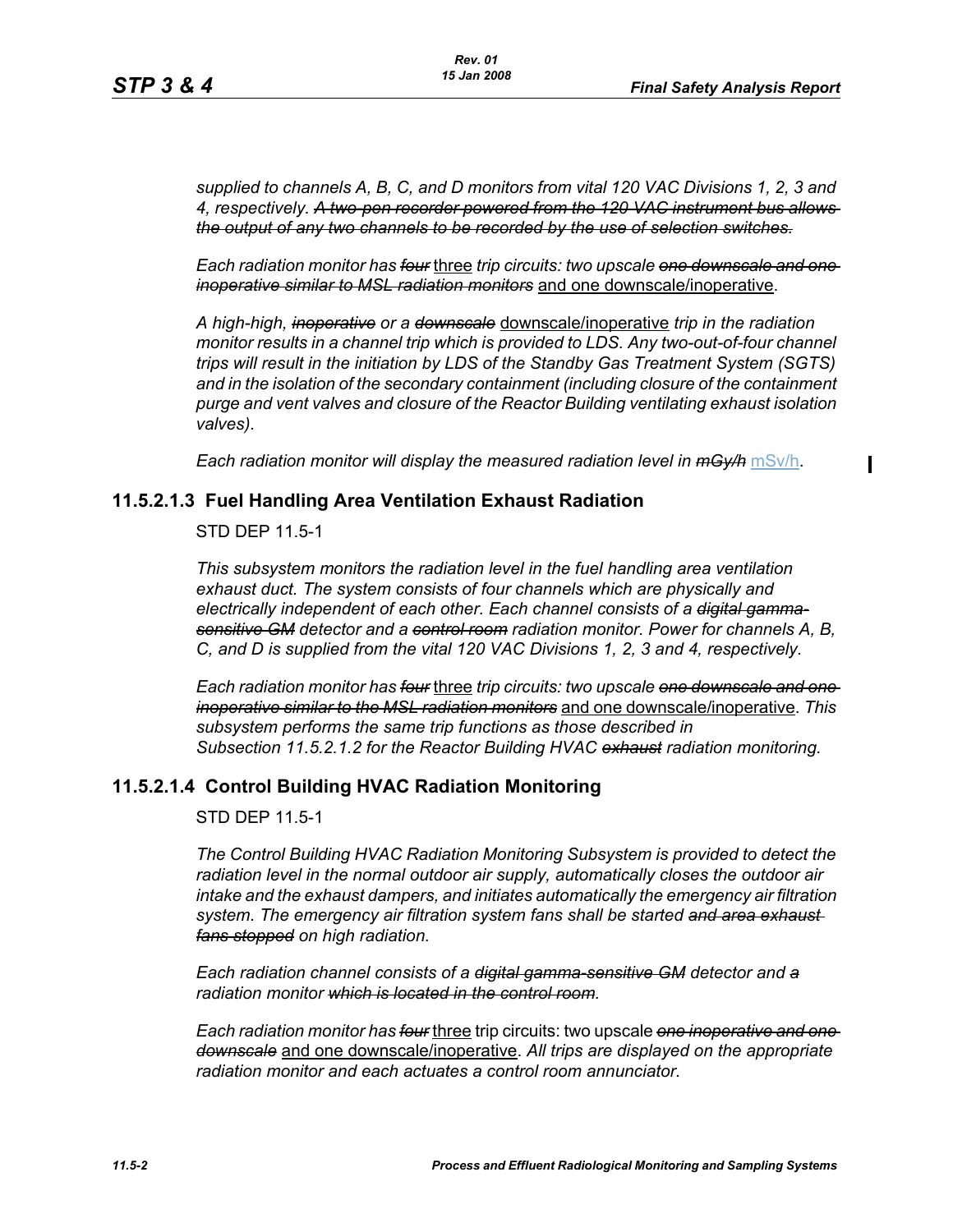*supplied to channels A, B, C, and D monitors from vital 120 VAC Divisions 1, 2, 3 and 4, respectively.* ~~*A two-pen recorder powered from the 120 VAC instrument bus allows the output of any two channels to be recorded by the use of selection switches.*~~

*Each radiation monitor has* ~~*four*~~ <u>three</u> *trip circuits: two upscale* ~~*one downscale and one inoperative similar to MSL radiation monitors*~~ <u>and one downscale/inoperative</u>.

*A high-high,* ~~*inoperative*~~ *or a* ~~*downscale*~~ <u>downscale/inoperative</u> *trip in the radiation monitor results in a channel trip which is provided to LDS. Any two-out-of-four channel trips will result in the initiation by LDS of the Standby Gas Treatment System (SGTS) and in the isolation of the secondary containment (including closure of the containment purge and vent valves and closure of the Reactor Building ventilating exhaust isolation valves).*

*Each radiation monitor will display the measured radiation level in* ~~*mGy/h*~~ mSv/h.

### 11.5.2.1.3 Fuel Handling Area Ventilation Exhaust Radiation

STD DEP 11.5-1

*This subsystem monitors the radiation level in the fuel handling area ventilation exhaust duct. The system consists of four channels which are physically and electrically independent of each other. Each channel consists of a* ~~*digital gamma-sensitive GM*~~ *detector and a* ~~*control room*~~ *radiation monitor. Power for channels A, B, C, and D is supplied from the vital 120 VAC Divisions 1, 2, 3 and 4, respectively.*

*Each radiation monitor has* ~~*four*~~ <u>three</u> *trip circuits: two upscale* ~~*one downscale and one inoperative similar to the MSL radiation monitors*~~ <u>and one downscale/inoperative</u>. *This subsystem performs the same trip functions as those described in Subsection 11.5.2.1.2 for the Reactor Building HVAC* ~~*exhaust*~~ *radiation monitoring.*

### 11.5.2.1.4 Control Building HVAC Radiation Monitoring

STD DEP 11.5-1

*The Control Building HVAC Radiation Monitoring Subsystem is provided to detect the radiation level in the normal outdoor air supply, automatically closes the outdoor air intake and the exhaust dampers, and initiates automatically the emergency air filtration system. The emergency air filtration system fans shall be started* ~~*and area exhaust fans stopped*~~ *on high radiation.*

*Each radiation channel consists of a* ~~*digital gamma-sensitive GM*~~ *detector and* ~~*a*~~ *radiation monitor* ~~*which is located in the control room*~~*.*

*Each radiation monitor has* ~~*four*~~ <u>three</u> trip circuits: two upscale ~~*one inoperative and one downscale*~~ <u>and one downscale/inoperative</u>. *All trips are displayed on the appropriate radiation monitor and each actuates a control room annunciator.*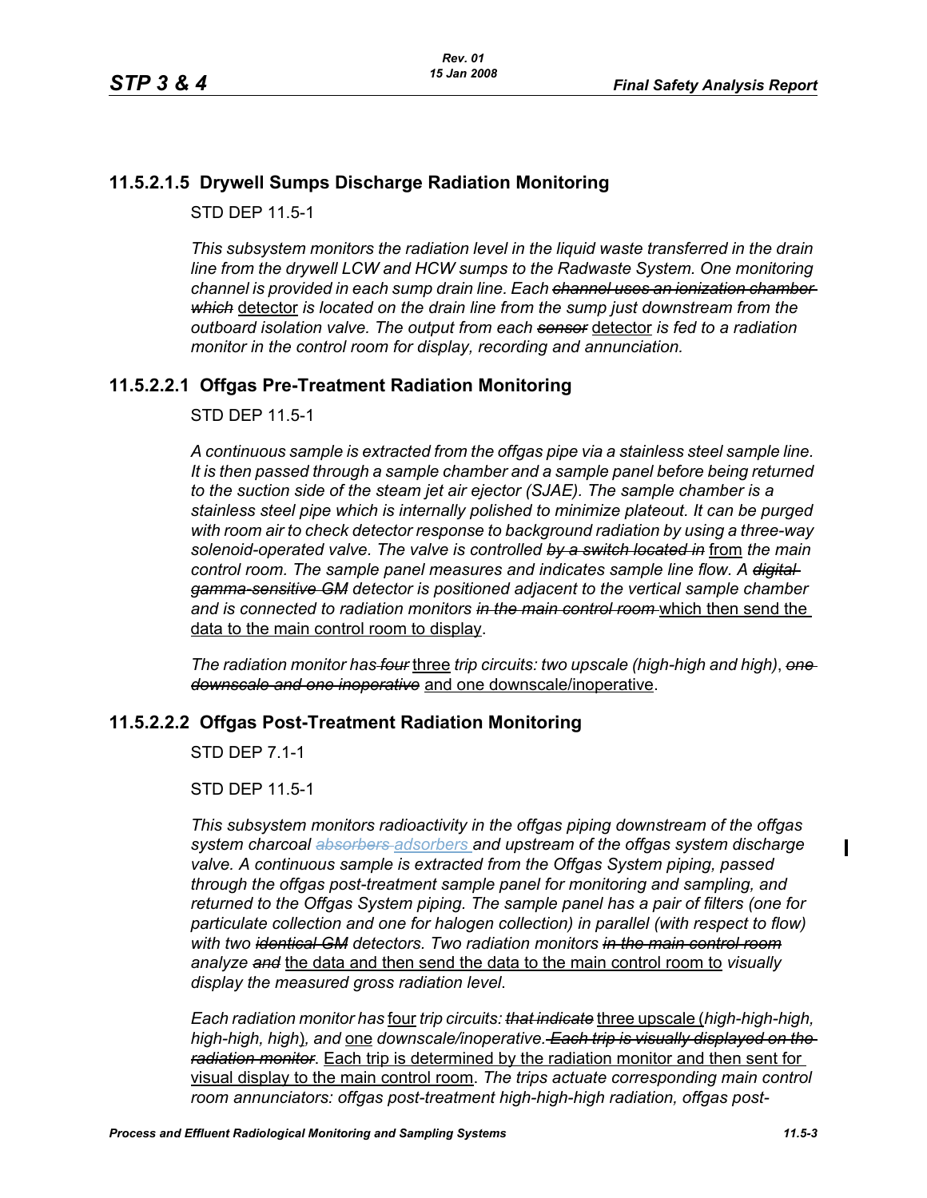### 11.5.2.1.5 Drywell Sumps Discharge Radiation Monitoring

STD DEP 11.5-1

*This subsystem monitors the radiation level in the liquid waste transferred in the drain line from the drywell LCW and HCW sumps to the Radwaste System. One monitoring channel is provided in each sump drain line. Each* ~~*channel uses an ionization chamber which*~~ detector *is located on the drain line from the sump just downstream from the outboard isolation valve. The output from each* ~~*sensor*~~ detector *is fed to a radiation monitor in the control room for display, recording and annunciation.*

### 11.5.2.2.1 Offgas Pre-Treatment Radiation Monitoring

STD DEP 11.5-1

*A continuous sample is extracted from the offgas pipe via a stainless steel sample line. It is then passed through a sample chamber and a sample panel before being returned to the suction side of the steam jet air ejector (SJAE). The sample chamber is a stainless steel pipe which is internally polished to minimize plateout. It can be purged with room air to check detector response to background radiation by using a three-way solenoid-operated valve. The valve is controlled* ~~*by a switch located in*~~ from *the main control room. The sample panel measures and indicates sample line flow. A* ~~*digital gamma-sensitive GM*~~ *detector is positioned adjacent to the vertical sample chamber and is connected to radiation monitors* ~~*in the main control room*~~ which then send the data to the main control room to display.

*The radiation monitor has* ~~*four*~~ three *trip circuits: two upscale (high-high and high),* ~~*one downscale and one inoperative*~~ and one downscale/inoperative.

### 11.5.2.2.2 Offgas Post-Treatment Radiation Monitoring

STD DEP 7.1-1

STD DEP 11.5-1

*This subsystem monitors radioactivity in the offgas piping downstream of the offgas system charcoal* ~~*absorbers*~~ *adsorbers and upstream of the offgas system discharge valve. A continuous sample is extracted from the Offgas System piping, passed through the offgas post-treatment sample panel for monitoring and sampling, and returned to the Offgas System piping. The sample panel has a pair of filters (one for particulate collection and one for halogen collection) in parallel (with respect to flow) with two* ~~*identical GM*~~ *detectors. Two radiation monitors* ~~*in the main control room*~~ *analyze* ~~*and*~~ the data and then send the data to the main control room to *visually display the measured gross radiation level*.

*Each radiation monitor has* four *trip circuits:* ~~*that indicate*~~ three upscale (*high-high-high, high-high, high*)*, and* one *downscale/inoperative.* ~~*Each trip is visually displayed on the radiation monitor*~~. Each trip is determined by the radiation monitor and then sent for visual display to the main control room. *The trips actuate corresponding main control room annunciators: offgas post-treatment high-high-high radiation, offgas post-*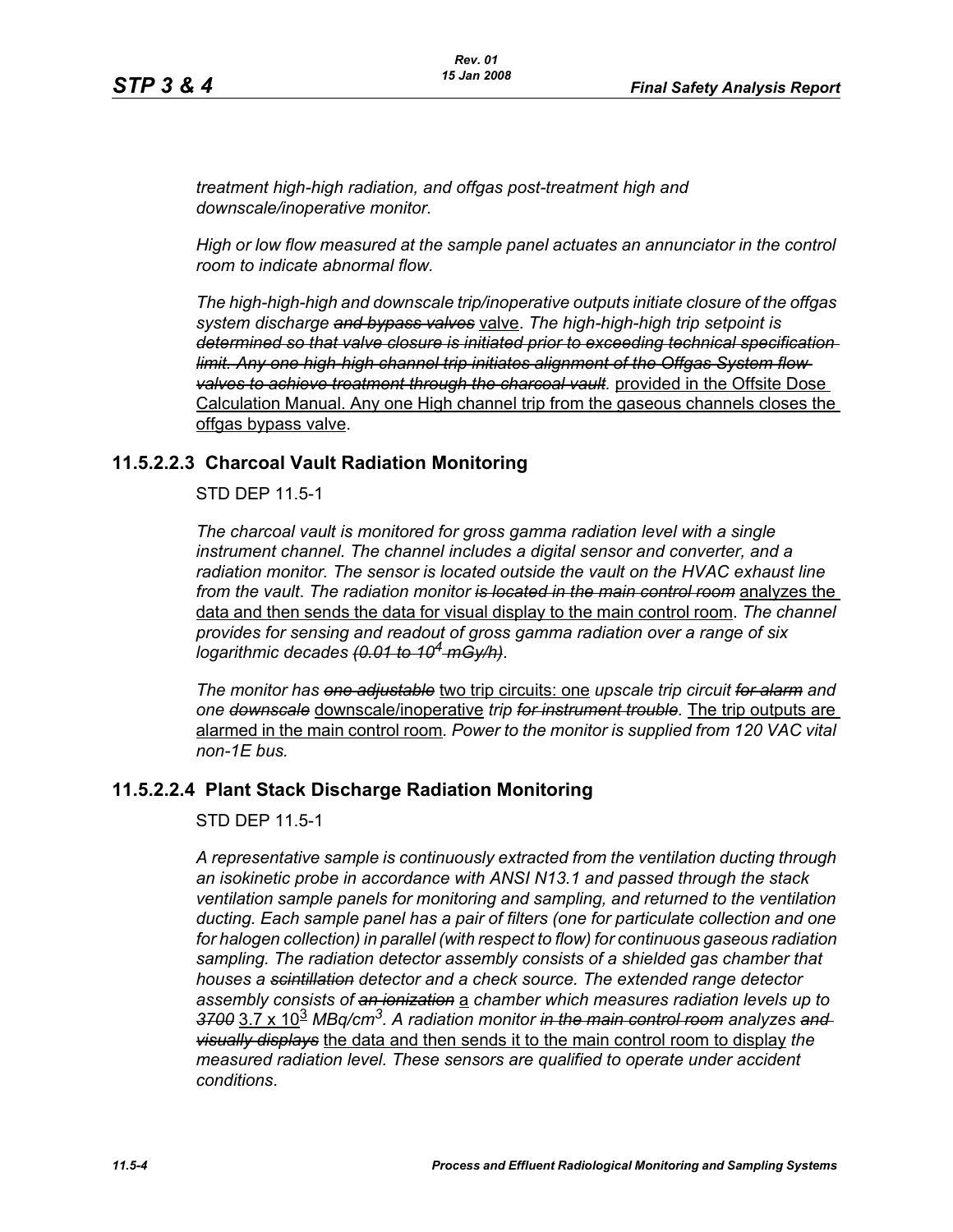*treatment high-high radiation, and offgas post-treatment high and downscale/inoperative monitor.*

*High or low flow measured at the sample panel actuates an annunciator in the control room to indicate abnormal flow.*

*The high-high-high and downscale trip/inoperative outputs initiate closure of the offgas system discharge* ~~*and bypass valves*~~ valve. *The high-high-high trip setpoint is* ~~*determined so that valve closure is initiated prior to exceeding technical specification limit. Any one high-high channel trip initiates alignment of the Offgas System flow valves to achieve treatment through the charcoal vault.*~~ provided in the Offsite Dose Calculation Manual. Any one High channel trip from the gaseous channels closes the offgas bypass valve.

### 11.5.2.2.3 Charcoal Vault Radiation Monitoring

STD DEP 11.5-1

*The charcoal vault is monitored for gross gamma radiation level with a single instrument channel. The channel includes a digital sensor and converter, and a radiation monitor. The sensor is located outside the vault on the HVAC exhaust line from the vault. The radiation monitor* ~~*is located in the main control room*~~ analyzes the data and then sends the data for visual display to the main control room. *The channel provides for sensing and readout of gross gamma radiation over a range of six logarithmic decades* ~~*(0.01 to $10^4$ mGy/h)*~~.

*The monitor has* ~~*one adjustable*~~ two trip circuits: one *upscale trip circuit* ~~*for alarm*~~ *and one* ~~*downscale*~~ downscale/inoperative *trip* ~~*for instrument trouble.*~~ The trip outputs are alarmed in the main control room. *Power to the monitor is supplied from 120 VAC vital non-1E bus.*

### 11.5.2.2.4 Plant Stack Discharge Radiation Monitoring

STD DEP 11.5-1

*A representative sample is continuously extracted from the ventilation ducting through an isokinetic probe in accordance with ANSI N13.1 and passed through the stack ventilation sample panels for monitoring and sampling, and returned to the ventilation ducting. Each sample panel has a pair of filters (one for particulate collection and one for halogen collection) in parallel (with respect to flow) for continuous gaseous radiation sampling. The radiation detector assembly consists of a shielded gas chamber that houses a* ~~*scintillation*~~ *detector and a check source. The extended range detector assembly consists of* ~~*an ionization*~~ a *chamber which measures radiation levels up to* ~~*3700*~~ $3.7 \times 10^3$ *MBq/cm$^3$. A radiation monitor* ~~*in the main control room*~~ *analyzes* ~~*and visually displays*~~ the data and then sends it to the main control room to display *the measured radiation level. These sensors are qualified to operate under accident conditions.*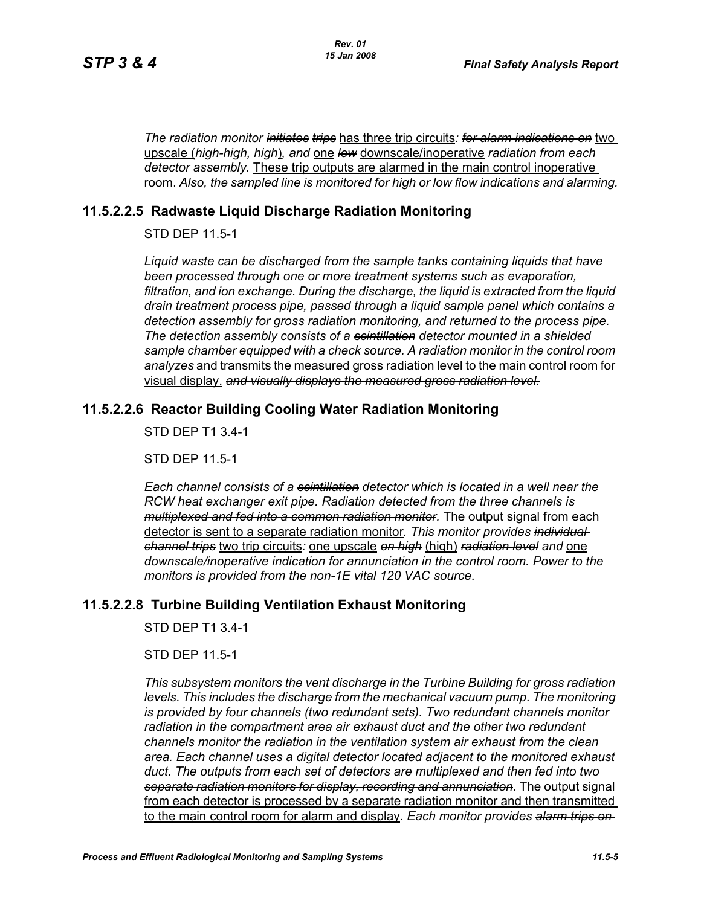*The radiation monitor ~~initiates~~ ~~trips~~* has three trip circuits*: ~~for alarm indications on~~* two upscale (*high-high, high*)*, and* one *~~low~~* downscale/inoperative *radiation from each detector assembly.* These trip outputs are alarmed in the main control inoperative room. *Also, the sampled line is monitored for high or low flow indications and alarming.*

## 11.5.2.2.5 Radwaste Liquid Discharge Radiation Monitoring

STD DEP 11.5-1

*Liquid waste can be discharged from the sample tanks containing liquids that have been processed through one or more treatment systems such as evaporation, filtration, and ion exchange. During the discharge, the liquid is extracted from the liquid drain treatment process pipe, passed through a liquid sample panel which contains a detection assembly for gross radiation monitoring, and returned to the process pipe. The detection assembly consists of a ~~scintillation~~ detector mounted in a shielded sample chamber equipped with a check source. A radiation monitor ~~in the control room~~ analyzes* and transmits the measured gross radiation level to the main control room for visual display. *~~and visually displays the measured gross radiation level.~~*

## 11.5.2.2.6 Reactor Building Cooling Water Radiation Monitoring

STD DEP T1 3.4-1

STD DEP 11.5-1

*Each channel consists of a ~~scintillation~~ detector which is located in a well near the RCW heat exchanger exit pipe. ~~Radiation detected from the three channels is multiplexed and fed into a common radiation monitor.~~* The output signal from each detector is sent to a separate radiation monitor*. This monitor provides ~~individual channel trips~~* two trip circuits*:* one upscale *~~on high~~* (high) *~~radiation level~~ and* one *downscale/inoperative indication for annunciation in the control room. Power to the monitors is provided from the non-1E vital 120 VAC source.*

## 11.5.2.2.8 Turbine Building Ventilation Exhaust Monitoring

STD DEP T1 3.4-1

STD DEP 11.5-1

*This subsystem monitors the vent discharge in the Turbine Building for gross radiation levels. This includes the discharge from the mechanical vacuum pump. The monitoring is provided by four channels (two redundant sets). Two redundant channels monitor radiation in the compartment area air exhaust duct and the other two redundant channels monitor the radiation in the ventilation system air exhaust from the clean area. Each channel uses a digital detector located adjacent to the monitored exhaust duct. ~~The outputs from each set of detectors are multiplexed and then fed into two separate radiation monitors for display, recording and annunciation.~~* The output signal from each detector is processed by a separate radiation monitor and then transmitted to the main control room for alarm and display*. Each monitor provides ~~alarm trips on~~*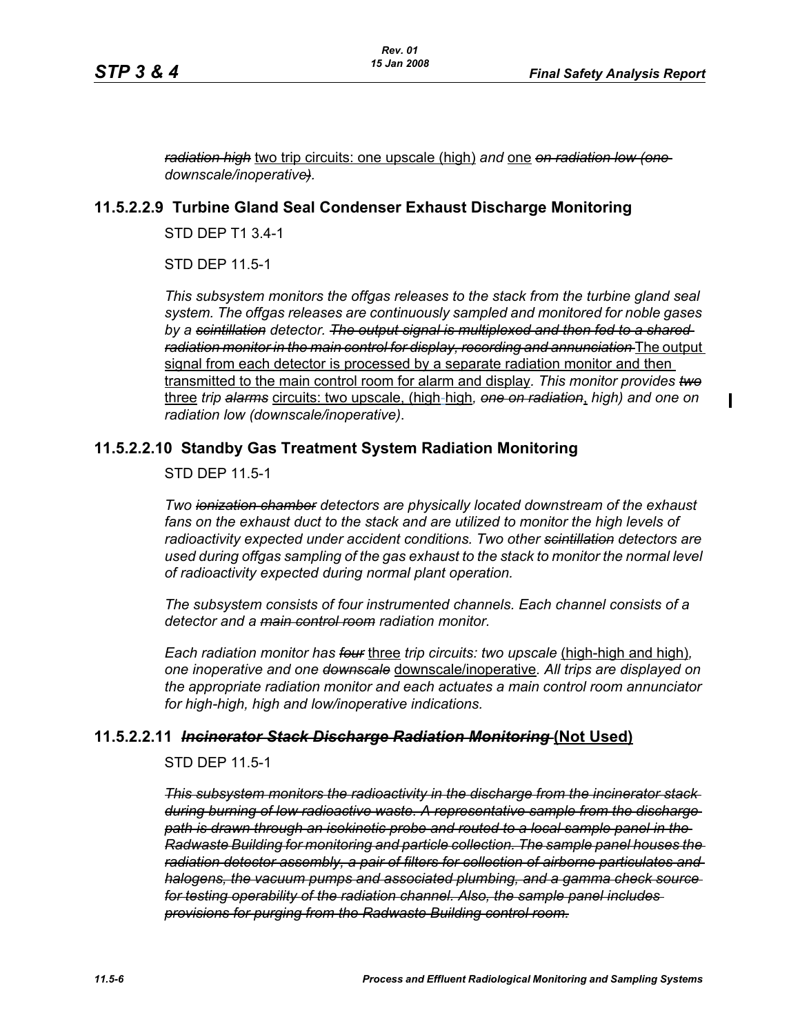*~~radiation high~~* two trip circuits: one upscale (high) *and* one *~~on radiation low (one~~ downscale/inoperative~~)~~.*

### 11.5.2.2.9 Turbine Gland Seal Condenser Exhaust Discharge Monitoring

STD DEP T1 3.4-1

STD DEP 11.5-1

*This subsystem monitors the offgas releases to the stack from the turbine gland seal system. The offgas releases are continuously sampled and monitored for noble gases by a ~~scintillation~~ detector. ~~The output signal is multiplexed and then fed to a shared radiation monitor in the main control for display, recording and annunciation~~* The output signal from each detector is processed by a separate radiation monitor and then transmitted to the main control room for alarm and display*. This monitor provides ~~two~~* three *trip ~~alarms~~* circuits: two upscale, (high-high*, ~~one on radiation~~*, *high) and one on radiation low (downscale/inoperative)*.

### 11.5.2.2.10 Standby Gas Treatment System Radiation Monitoring

STD DEP 11.5-1

*Two ~~ionization chamber~~ detectors are physically located downstream of the exhaust fans on the exhaust duct to the stack and are utilized to monitor the high levels of radioactivity expected under accident conditions. Two other ~~scintillation~~ detectors are used during offgas sampling of the gas exhaust to the stack to monitor the normal level of radioactivity expected during normal plant operation.*

*The subsystem consists of four instrumented channels. Each channel consists of a detector and a ~~main control room~~ radiation monitor.*

*Each radiation monitor has ~~four~~* three *trip circuits: two upscale* (high-high and high)*, one inoperative and one ~~downscale~~* downscale/inoperative*. All trips are displayed on the appropriate radiation monitor and each actuates a main control room annunciator for high-high, high and low/inoperative indications.*

### 11.5.2.2.11 *~~Incinerator Stack Discharge Radiation Monitoring~~* (Not Used)

STD DEP 11.5-1

*~~This subsystem monitors the radioactivity in the discharge from the incinerator stack during burning of low radioactive waste. A representative sample from the discharge path is drawn through an isokinetic probe and routed to a local sample panel in the Radwaste Building for monitoring and particle collection. The sample panel houses the radiation detector assembly, a pair of filters for collection of airborne particulates and halogens, the vacuum pumps and associated plumbing, and a gamma check source for testing operability of the radiation channel. Also, the sample panel includes provisions for purging from the Radwaste Building control room.~~*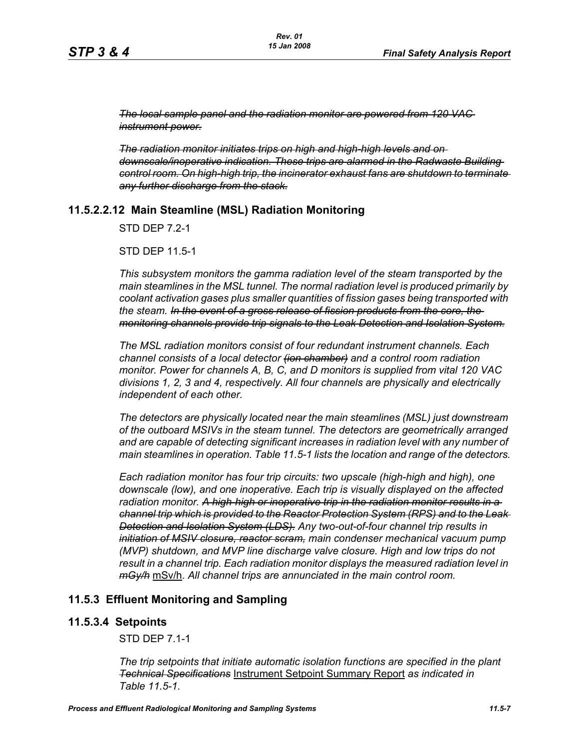*~~The local sample panel and the radiation monitor are powered from 120 VAC instrument power.~~*

*~~The radiation monitor initiates trips on high and high-high levels and on downscale/inoperative indication. These trips are alarmed in the Radwaste Building control room. On high-high trip, the incinerator exhaust fans are shutdown to terminate any further discharge from the stack.~~*

### 11.5.2.2.12 Main Steamline (MSL) Radiation Monitoring

STD DEP 7.2-1

STD DEP 11.5-1

*This subsystem monitors the gamma radiation level of the steam transported by the main steamlines in the MSL tunnel. The normal radiation level is produced primarily by coolant activation gases plus smaller quantities of fission gases being transported with the steam. ~~In the event of a gross release of fission products from the core, the monitoring channels provide trip signals to the Leak Detection and Isolation System.~~*

*The MSL radiation monitors consist of four redundant instrument channels. Each channel consists of a local detector ~~(ion chamber)~~ and a control room radiation monitor. Power for channels A, B, C, and D monitors is supplied from vital 120 VAC divisions 1, 2, 3 and 4, respectively. All four channels are physically and electrically independent of each other.*

*The detectors are physically located near the main steamlines (MSL) just downstream of the outboard MSIVs in the steam tunnel. The detectors are geometrically arranged and are capable of detecting significant increases in radiation level with any number of main steamlines in operation. Table 11.5-1 lists the location and range of the detectors.*

*Each radiation monitor has four trip circuits: two upscale (high-high and high), one downscale (low), and one inoperative. Each trip is visually displayed on the affected radiation monitor. ~~A high-high or inoperative trip in the radiation monitor results in a channel trip which is provided to the Reactor Protection System (RPS) and to the Leak Detection and Isolation System (LDS).~~ Any two-out-of-four channel trip results in ~~initiation of MSIV closure, reactor scram,~~ main condenser mechanical vacuum pump (MVP) shutdown, and MVP line discharge valve closure. High and low trips do not result in a channel trip. Each radiation monitor displays the measured radiation level in ~~mGy/h~~* <u>mSv/h</u>. *All channel trips are annunciated in the main control room.*

## 11.5.3 Effluent Monitoring and Sampling

### 11.5.3.4 Setpoints

STD DEP 7.1-1

*The trip setpoints that initiate automatic isolation functions are specified in the plant ~~Technical Specifications~~* <u>Instrument Setpoint Summary Report</u> *as indicated in Table 11.5-1.*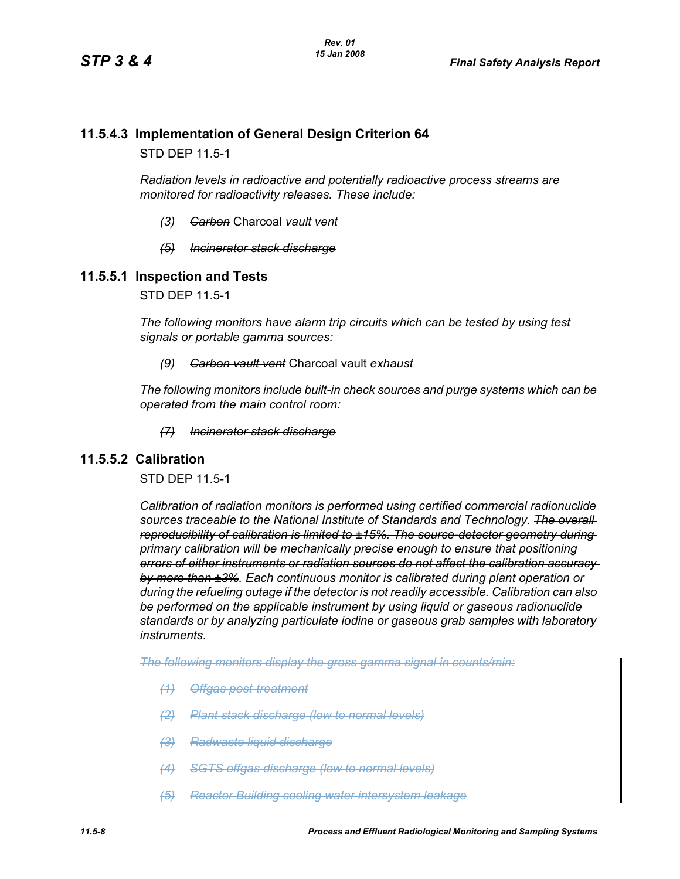## 11.5.4.3 Implementation of General Design Criterion 64

STD DEP 11.5-1

*Radiation levels in radioactive and potentially radioactive process streams are monitored for radioactivity releases. These include:*

- *(3)* ~~*Carbon*~~ Charcoal *vault vent*
- ~~*(5)*~~ ~~*Incinerator stack discharge*~~

## 11.5.5.1 Inspection and Tests

STD DEP 11.5-1

*The following monitors have alarm trip circuits which can be tested by using test signals or portable gamma sources:*

- *(9)* ~~*Carbon vault vent*~~ Charcoal vault *exhaust*

*The following monitors include built-in check sources and purge systems which can be operated from the main control room:*

- ~~*(7)*~~ ~~*Incinerator stack discharge*~~

## 11.5.5.2 Calibration

STD DEP 11.5-1

*Calibration of radiation monitors is performed using certified commercial radionuclide sources traceable to the National Institute of Standards and Technology.* ~~*The overall reproducibility of calibration is limited to ±15%. The source-detector geometry during primary calibration will be mechanically precise enough to ensure that positioning errors of either instruments or radiation sources do not affect the calibration accuracy by more than ±3%*~~*. Each continuous monitor is calibrated during plant operation or during the refueling outage if the detector is not readily accessible. Calibration can also be performed on the applicable instrument by using liquid or gaseous radionuclide standards or by analyzing particulate iodine or gaseous grab samples with laboratory instruments.*

~~*The following monitors display the gross gamma signal in counts/min:*~~

- ~~*(1)*~~ ~~*Offgas post treatment*~~
- ~~*(2)*~~ ~~*Plant stack discharge (low to normal levels)*~~
- ~~*(3)*~~ ~~*Radwaste liquid discharge*~~
- ~~*(4)*~~ ~~*SGTS offgas discharge (low to normal levels)*~~
- ~~*(5)*~~ ~~*Reactor Building cooling water intersystem leakage*~~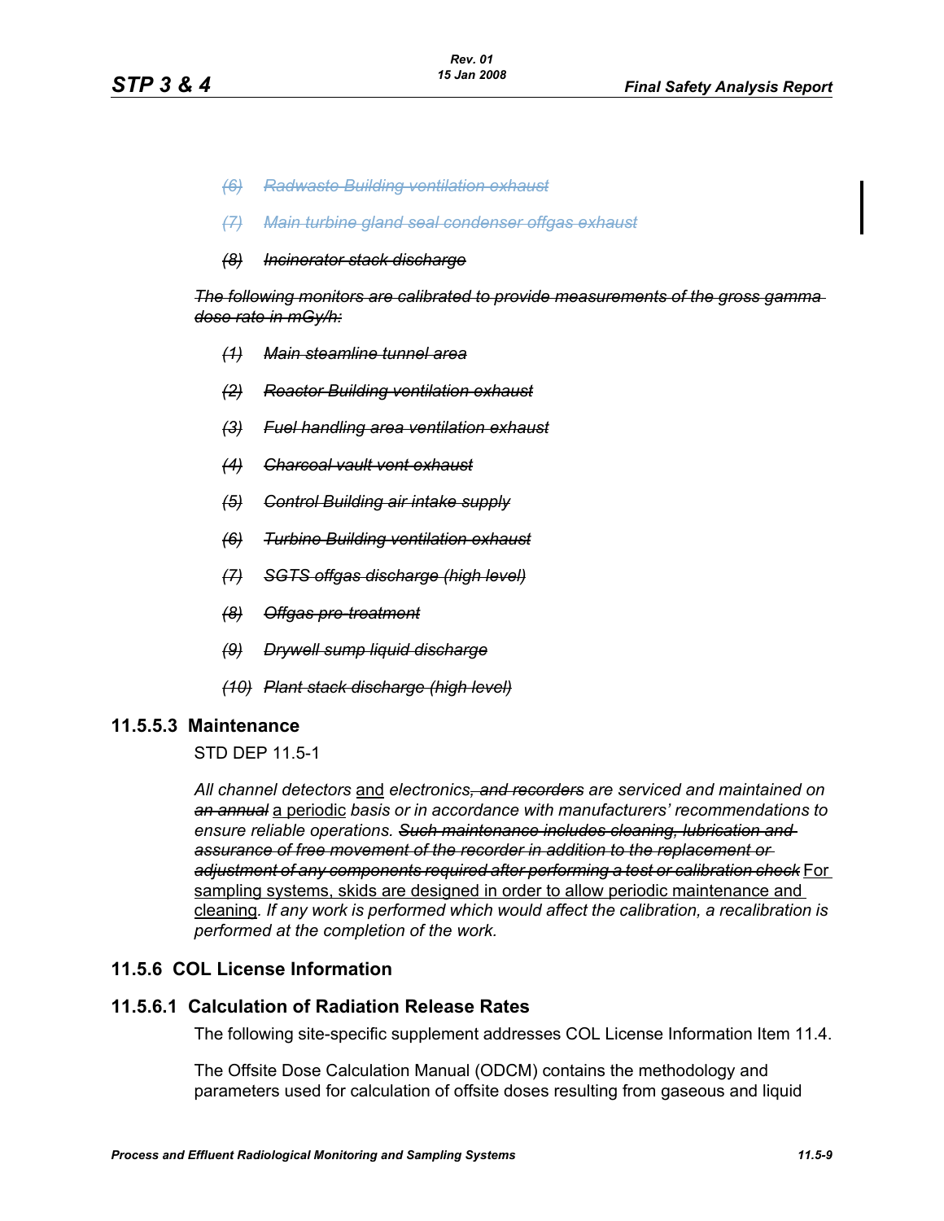*~~(6) Radwaste Building ventilation exhaust~~*

*~~(7) Main turbine gland seal condenser offgas exhaust~~*

*~~(8) Incinerator stack discharge~~*

*~~The following monitors are calibrated to provide measurements of the gross gamma dose rate in mGy/h:~~*

*~~(1) Main steamline tunnel area~~*

*~~(2) Reactor Building ventilation exhaust~~*

*~~(3) Fuel handling area ventilation exhaust~~*

*~~(4) Charcoal vault vent exhaust~~*

*~~(5) Control Building air intake supply~~*

*~~(6) Turbine Building ventilation exhaust~~*

*~~(7) SGTS offgas discharge (high level)~~*

*~~(8) Offgas pre-treatment~~*

*~~(9) Drywell sump liquid discharge~~*

*~~(10) Plant stack discharge (high level)~~*

### 11.5.5.3 Maintenance

STD DEP 11.5-1

*All channel detectors* and *electronics~~, and recorders~~ are serviced and maintained on ~~an annual~~* a periodic *basis or in accordance with manufacturers' recommendations to ensure reliable operations. ~~Such maintenance includes cleaning, lubrication and assurance of free movement of the recorder in addition to the replacement or adjustment of any components required after performing a test or calibration check~~* For sampling systems, skids are designed in order to allow periodic maintenance and cleaning*. If any work is performed which would affect the calibration, a recalibration is performed at the completion of the work.*

## 11.5.6 COL License Information

### 11.5.6.1 Calculation of Radiation Release Rates

The following site-specific supplement addresses COL License Information Item 11.4.

The Offsite Dose Calculation Manual (ODCM) contains the methodology and parameters used for calculation of offsite doses resulting from gaseous and liquid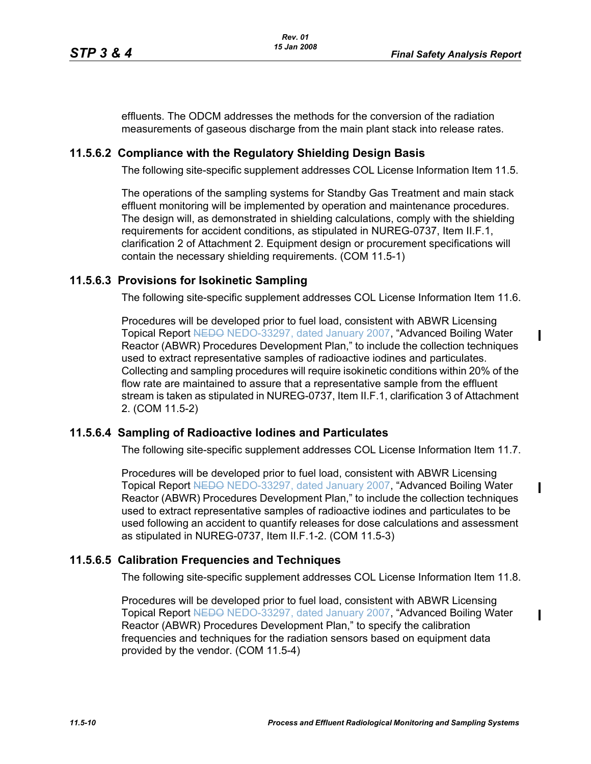effluents. The ODCM addresses the methods for the conversion of the radiation measurements of gaseous discharge from the main plant stack into release rates.

### 11.5.6.2 Compliance with the Regulatory Shielding Design Basis

The following site-specific supplement addresses COL License Information Item 11.5.

The operations of the sampling systems for Standby Gas Treatment and main stack effluent monitoring will be implemented by operation and maintenance procedures. The design will, as demonstrated in shielding calculations, comply with the shielding requirements for accident conditions, as stipulated in NUREG-0737, Item II.F.1, clarification 2 of Attachment 2. Equipment design or procurement specifications will contain the necessary shielding requirements. (COM 11.5-1)

### 11.5.6.3 Provisions for Isokinetic Sampling

The following site-specific supplement addresses COL License Information Item 11.6.

Procedures will be developed prior to fuel load, consistent with ABWR Licensing Topical Report ~~NEDO~~ NEDO-33297, dated January 2007, “Advanced Boiling Water Reactor (ABWR) Procedures Development Plan,” to include the collection techniques used to extract representative samples of radioactive iodines and particulates. Collecting and sampling procedures will require isokinetic conditions within 20% of the flow rate are maintained to assure that a representative sample from the effluent stream is taken as stipulated in NUREG-0737, Item II.F.1, clarification 3 of Attachment 2. (COM 11.5-2)

### 11.5.6.4 Sampling of Radioactive Iodines and Particulates

The following site-specific supplement addresses COL License Information Item 11.7.

Procedures will be developed prior to fuel load, consistent with ABWR Licensing Topical Report ~~NEDO~~ NEDO-33297, dated January 2007, “Advanced Boiling Water Reactor (ABWR) Procedures Development Plan,” to include the collection techniques used to extract representative samples of radioactive iodines and particulates to be used following an accident to quantify releases for dose calculations and assessment as stipulated in NUREG-0737, Item II.F.1-2. (COM 11.5-3)

### 11.5.6.5 Calibration Frequencies and Techniques

The following site-specific supplement addresses COL License Information Item 11.8.

Procedures will be developed prior to fuel load, consistent with ABWR Licensing Topical Report ~~NEDO~~ NEDO-33297, dated January 2007, “Advanced Boiling Water Reactor (ABWR) Procedures Development Plan,” to specify the calibration frequencies and techniques for the radiation sensors based on equipment data provided by the vendor. (COM 11.5-4)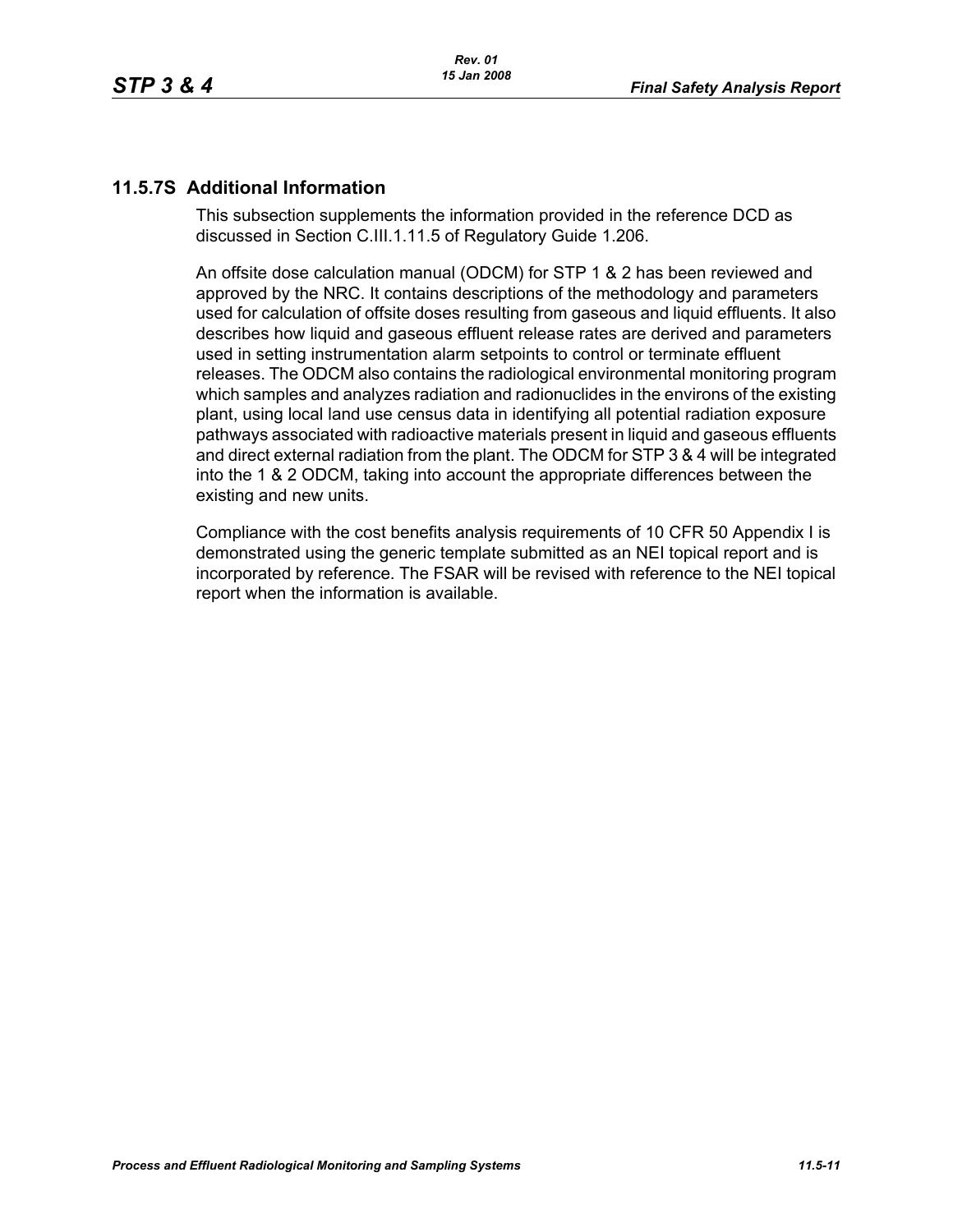## 11.5.7S Additional Information

This subsection supplements the information provided in the reference DCD as discussed in Section C.III.1.11.5 of Regulatory Guide 1.206.

An offsite dose calculation manual (ODCM) for STP 1 & 2 has been reviewed and approved by the NRC. It contains descriptions of the methodology and parameters used for calculation of offsite doses resulting from gaseous and liquid effluents. It also describes how liquid and gaseous effluent release rates are derived and parameters used in setting instrumentation alarm setpoints to control or terminate effluent releases. The ODCM also contains the radiological environmental monitoring program which samples and analyzes radiation and radionuclides in the environs of the existing plant, using local land use census data in identifying all potential radiation exposure pathways associated with radioactive materials present in liquid and gaseous effluents and direct external radiation from the plant. The ODCM for STP 3 & 4 will be integrated into the 1 & 2 ODCM, taking into account the appropriate differences between the existing and new units.

Compliance with the cost benefits analysis requirements of 10 CFR 50 Appendix I is demonstrated using the generic template submitted as an NEI topical report and is incorporated by reference. The FSAR will be revised with reference to the NEI topical report when the information is available.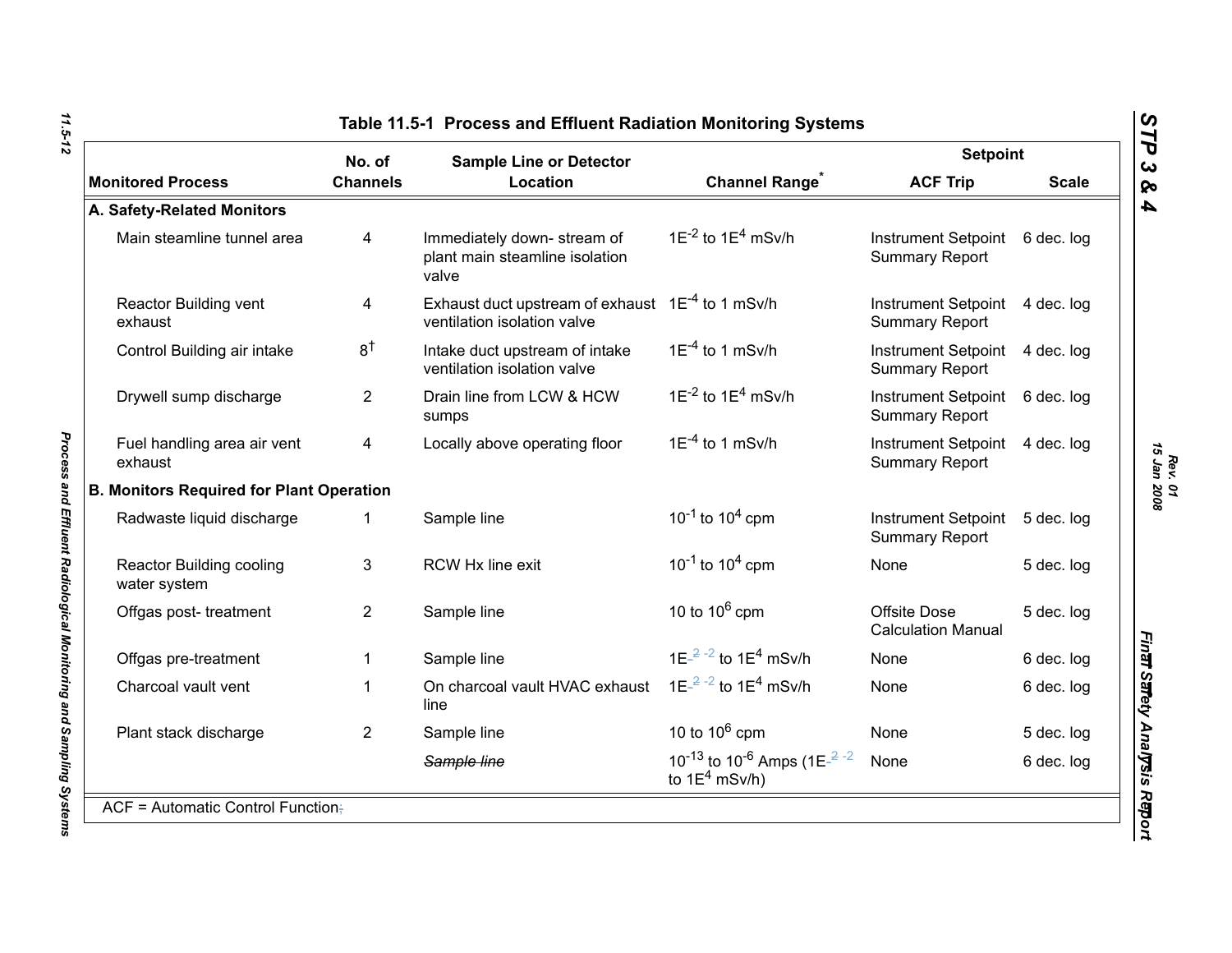# Table 11.5-1 Process and Effluent Radiation Monitoring Systems

| Monitored Process | No. of Channels | Sample Line or Detector Location | Channel Range* | Setpoint ACF Trip | Setpoint Scale |
|---|---|---|---|---|---|
| **A. Safety-Related Monitors** | | | | | |
| Main steamline tunnel area | 4 | Immediately down- stream of plant main steamline isolation valve | $1E^{-2}$ to $1E^{4}$ mSv/h | Instrument Setpoint Summary Report | 6 dec. log |
| Reactor Building vent exhaust | 4 | Exhaust duct upstream of exhaust ventilation isolation valve | $1E^{-4}$ to 1 mSv/h | Instrument Setpoint Summary Report | 4 dec. log |
| Control Building air intake | 8† | Intake duct upstream of intake ventilation isolation valve | $1E^{-4}$ to 1 mSv/h | Instrument Setpoint Summary Report | 4 dec. log |
| Drywell sump discharge | 2 | Drain line from LCW & HCW sumps | $1E^{-2}$ to $1E^{4}$ mSv/h | Instrument Setpoint Summary Report | 6 dec. log |
| Fuel handling area air vent exhaust | 4 | Locally above operating floor | $1E^{-4}$ to 1 mSv/h | Instrument Setpoint Summary Report | 4 dec. log |
| **B. Monitors Required for Plant Operation** | | | | | |
| Radwaste liquid discharge | 1 | Sample line | $10^{-1}$ to $10^{4}$ cpm | Instrument Setpoint Summary Report | 5 dec. log |
| Reactor Building cooling water system | 3 | RCW Hx line exit | $10^{-1}$ to $10^{4}$ cpm | None | 5 dec. log |
| Offgas post- treatment | 2 | Sample line | 10 to $10^{6}$ cpm | Offsite Dose Calculation Manual | 5 dec. log |
| Offgas pre-treatment | 1 | Sample line | $1E^{-2}$ to $1E^{4}$ mSv/h | None | 6 dec. log |
| Charcoal vault vent | 1 | On charcoal vault HVAC exhaust line | $1E^{-2}$ to $1E^{4}$ mSv/h | None | 6 dec. log |
| Plant stack discharge | 2 | Sample line | 10 to $10^{6}$ cpm | None | 5 dec. log |
| | | ~~Sample line~~ | $10^{-13}$ to $10^{-6}$ Amps ($1E^{-2}$ to $1E^{4}$ mSv/h) | None | 6 dec. log |

ACF = Automatic Control Function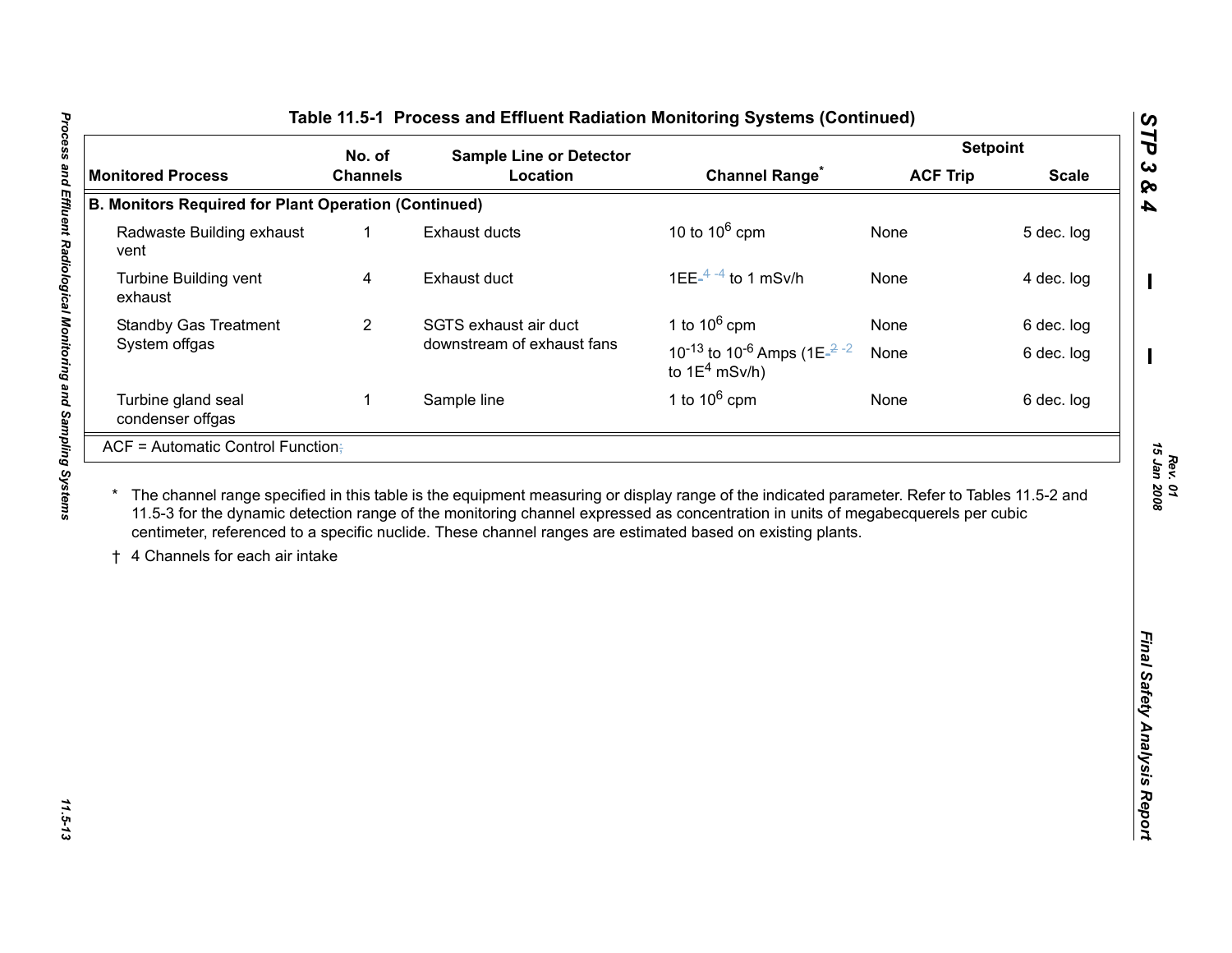## Table 11.5-1 Process and Effluent Radiation Monitoring Systems (Continued)

| Monitored Process | No. of Channels | Sample Line or Detector Location | Channel Range* | Setpoint ACF Trip | Setpoint Scale |
|---|---|---|---|---|---|
| **B. Monitors Required for Plant Operation (Continued)** | | | | | |
| Radwaste Building exhaust vent | 1 | Exhaust ducts | 10 to $10^6$ cpm | None | 5 dec. log |
| Turbine Building vent exhaust | 4 | Exhaust duct | 1E-4 to 1 mSv/h | None | 4 dec. log |
| Standby Gas Treatment System offgas | 2 | SGTS exhaust air duct downstream of exhaust fans | 1 to $10^6$ cpm | None | 6 dec. log |
| | | | $10^{-13}$ to $10^{-6}$ Amps (1E-2 to 1E4 mSv/h) | None | 6 dec. log |
| Turbine gland seal condenser offgas | 1 | Sample line | 1 to $10^6$ cpm | None | 6 dec. log |

ACF = Automatic Control Function

\* The channel range specified in this table is the equipment measuring or display range of the indicated parameter. Refer to Tables 11.5-2 and 11.5-3 for the dynamic detection range of the monitoring channel expressed as concentration in units of megabecquerels per cubic centimeter, referenced to a specific nuclide. These channel ranges are estimated based on existing plants.

† 4 Channels for each air intake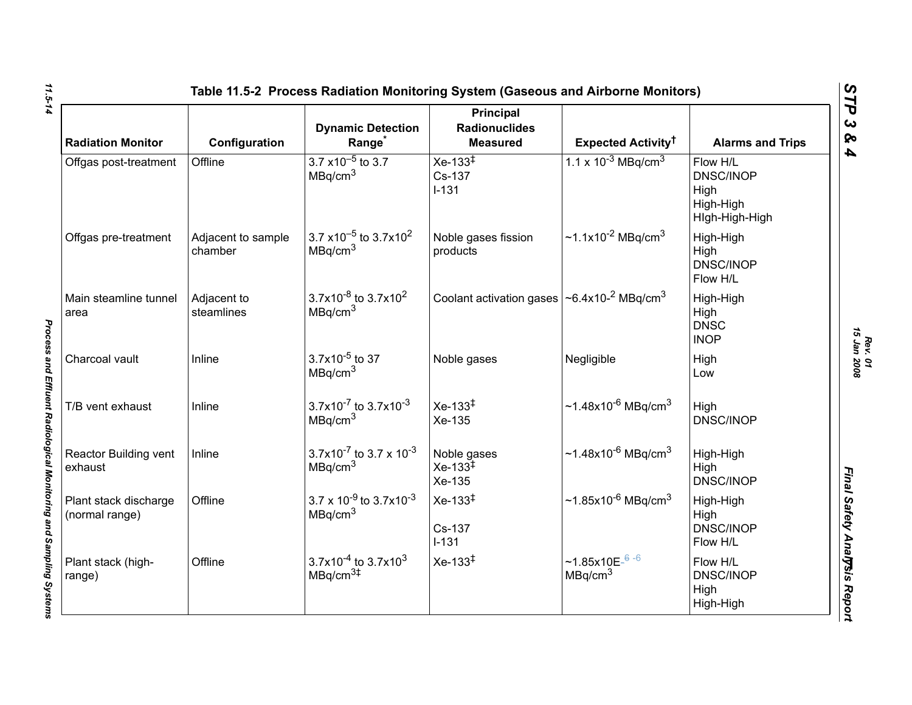## Table 11.5-2 Process Radiation Monitoring System (Gaseous and Airborne Monitors)

| Radiation Monitor | Configuration | Dynamic Detection Range* | Principal Radionuclides Measured | Expected Activity† | Alarms and Trips |
|---|---|---|---|---|---|
| Offgas post-treatment | Offline | $3.7 \times 10^{-5}$ to 3.7 $MBq/cm^3$ | Xe-133‡<br>Cs-137<br>I-131 | $1.1 \times 10^{-3}$ $MBq/cm^3$ | Flow H/L<br>DNSC/INOP<br>High<br>High-High<br>HIgh-High-High |
| Offgas pre-treatment | Adjacent to sample chamber | $3.7 \times 10^{-5}$ to $3.7 \times 10^{2}$ $MBq/cm^3$ | Noble gases fission products | $\sim 1.1 \times 10^{-2}$ $MBq/cm^3$ | High-High<br>High<br>DNSC/INOP<br>Flow H/L |
| Main steamline tunnel area | Adjacent to steamlines | $3.7 \times 10^{-8}$ to $3.7 \times 10^{2}$ $MBq/cm^3$ | Coolant activation gases | $\sim 6.4 \times 10^{-2}$ $MBq/cm^3$ | High-High<br>High<br>DNSC<br>INOP |
| Charcoal vault | Inline | $3.7 \times 10^{-5}$ to 37 $MBq/cm^3$ | Noble gases | Negligible | High<br>Low |
| T/B vent exhaust | Inline | $3.7 \times 10^{-7}$ to $3.7 \times 10^{-3}$ $MBq/cm^3$ | Xe-133‡<br>Xe-135 | $\sim 1.48 \times 10^{-6}$ $MBq/cm^3$ | High<br>DNSC/INOP |
| Reactor Building vent exhaust | Inline | $3.7 \times 10^{-7}$ to $3.7 \times 10^{-3}$ $MBq/cm^3$ | Noble gases<br>Xe-133‡<br>Xe-135 | $\sim 1.48 \times 10^{-6}$ $MBq/cm^3$ | High-High<br>High<br>DNSC/INOP |
| Plant stack discharge (normal range) | Offline | $3.7 \times 10^{-9}$ to $3.7 \times 10^{-3}$ $MBq/cm^3$ | Xe-133‡<br>Cs-137<br>I-131 | $\sim 1.85 \times 10^{-6}$ $MBq/cm^3$ | High-High<br>High<br>DNSC/INOP<br>Flow H/L |
| Plant stack (high-range) | Offline | $3.7 \times 10^{-4}$ to $3.7 \times 10^{3}$ $MBq/cm^3$‡ | Xe-133‡ | ~1.85x10E-6 -6 $MBq/cm^3$ | Flow H/L<br>DNSC/INOP<br>High<br>High-High |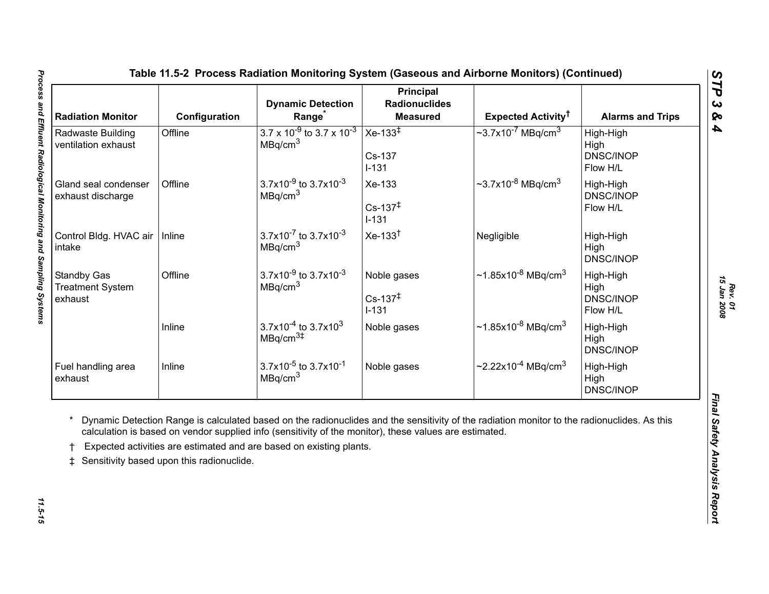## Table 11.5-2 Process Radiation Monitoring System (Gaseous and Airborne Monitors) (Continued)

| Radiation Monitor | Configuration | Dynamic Detection Range* | Principal Radionuclides Measured | Expected Activity† | Alarms and Trips |
|---|---|---|---|---|---|
| Radwaste Building ventilation exhaust | Offline | $3.7 \times 10^{-9}$ to $3.7 \times 10^{-3}$ MBq/cm$^3$ | Xe-133‡<br><br>Cs-137<br>I-131 | ~$3.7\text{x}10^{-7}$ MBq/cm$^3$ | High-High<br>High<br>DNSC/INOP<br>Flow H/L |
| Gland seal condenser exhaust discharge | Offline | $3.7\text{x}10^{-9}$ to $3.7\text{x}10^{-3}$ MBq/cm$^3$ | Xe-133<br><br>Cs-137‡<br>I-131 | ~$3.7\text{x}10^{-8}$ MBq/cm$^3$ | High-High<br>DNSC/INOP<br>Flow H/L |
| Control Bldg. HVAC air intake | Inline | $3.7\text{x}10^{-7}$ to $3.7\text{x}10^{-3}$ MBq/cm$^3$ | Xe-133† | Negligible | High-High<br>High<br>DNSC/INOP |
| Standby Gas Treatment System exhaust | Offline | $3.7\text{x}10^{-9}$ to $3.7\text{x}10^{-3}$ MBq/cm$^3$ | Noble gases<br><br>Cs-137‡<br>I-131 | ~$1.85\text{x}10^{-8}$ MBq/cm$^3$ | High-High<br>High<br>DNSC/INOP<br>Flow H/L |
| | Inline | $3.7\text{x}10^{-4}$ to $3.7\text{x}10^{3}$ MBq/cm$^3$‡ | Noble gases | ~$1.85\text{x}10^{-8}$ MBq/cm$^3$ | High-High<br>High<br>DNSC/INOP |
| Fuel handling area exhaust | Inline | $3.7\text{x}10^{-5}$ to $3.7\text{x}10^{-1}$ MBq/cm$^3$ | Noble gases | ~$2.22\text{x}10^{-4}$ MBq/cm$^3$ | High-High<br>High<br>DNSC/INOP |

\* Dynamic Detection Range is calculated based on the radionuclides and the sensitivity of the radiation monitor to the radionuclides. As this calculation is based on vendor supplied info (sensitivity of the monitor), these values are estimated.

† Expected activities are estimated and are based on existing plants.

‡ Sensitivity based upon this radionuclide.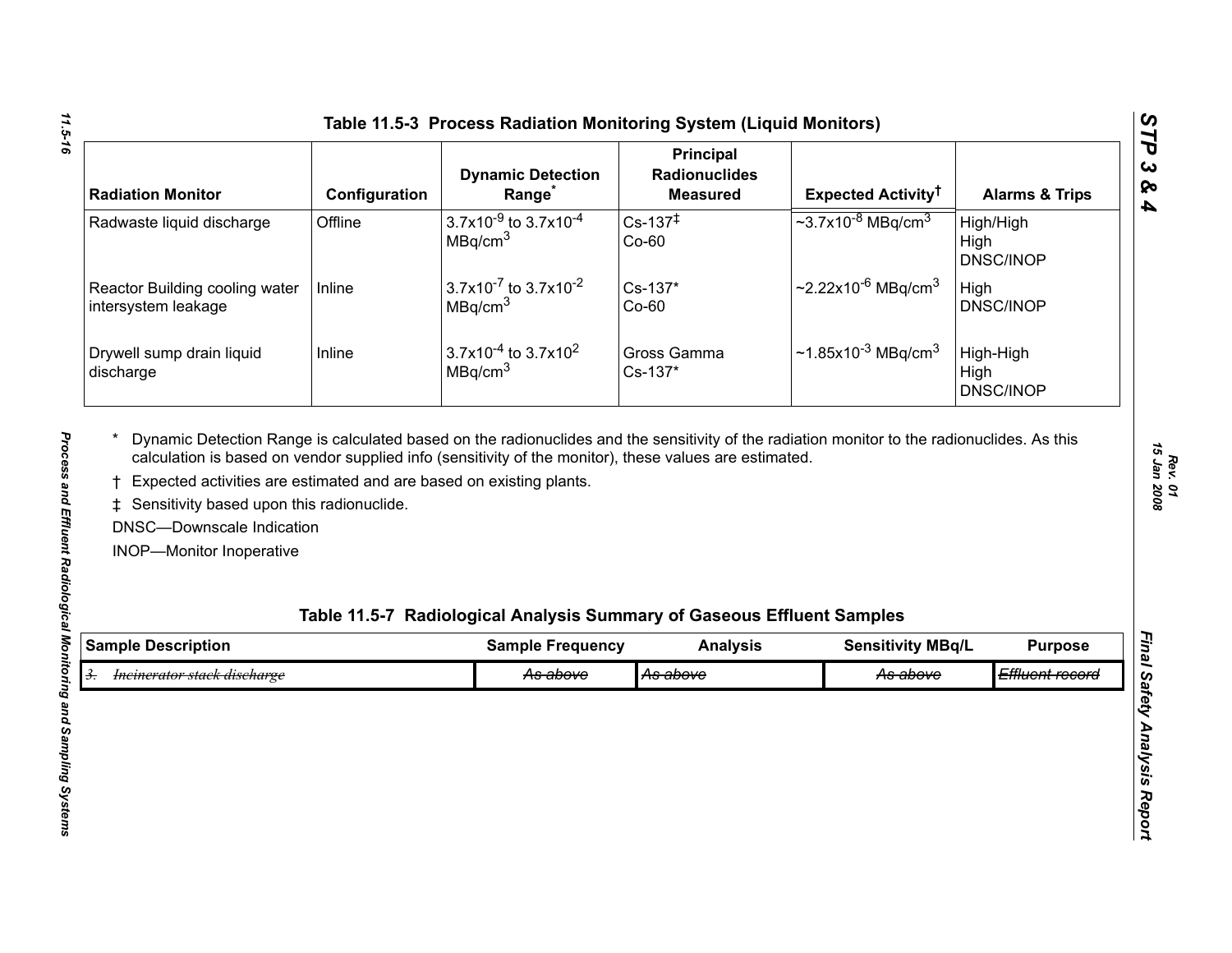## Table 11.5-3 Process Radiation Monitoring System (Liquid Monitors)

| Radiation Monitor | Configuration | Dynamic Detection Range* | Principal Radionuclides Measured | Expected Activity† | Alarms & Trips |
|---|---|---|---|---|---|
| Radwaste liquid discharge | Offline | $3.7x10^{-9}$ to $3.7x10^{-4}$ MBq/cm$^3$ | Cs-137‡ Co-60 | ~$3.7x10^{-8}$ MBq/cm$^3$ | High/High High DNSC/INOP |
| Reactor Building cooling water intersystem leakage | Inline | $3.7x10^{-7}$ to $3.7x10^{-2}$ MBq/cm$^3$ | Cs-137* Co-60 | ~$2.22x10^{-6}$ MBq/cm$^3$ | High DNSC/INOP |
| Drywell sump drain liquid discharge | Inline | $3.7x10^{-4}$ to $3.7x10^{2}$ MBq/cm$^3$ | Gross Gamma Cs-137* | ~$1.85x10^{-3}$ MBq/cm$^3$ | High-High High DNSC/INOP |

\* Dynamic Detection Range is calculated based on the radionuclides and the sensitivity of the radiation monitor to the radionuclides. As this calculation is based on vendor supplied info (sensitivity of the monitor), these values are estimated.

† Expected activities are estimated and are based on existing plants.

‡ Sensitivity based upon this radionuclide.

DNSC—Downscale Indication

INOP—Monitor Inoperative

## Table 11.5-7 Radiological Analysis Summary of Gaseous Effluent Samples

| Sample Description | Sample Frequency | Analysis | Sensitivity MBq/L | Purpose |
|---|---|---|---|---|
| ~~3. Incinerator stack discharge~~ | ~~As above~~ | ~~As above~~ | ~~As above~~ | ~~Effluent record~~ |